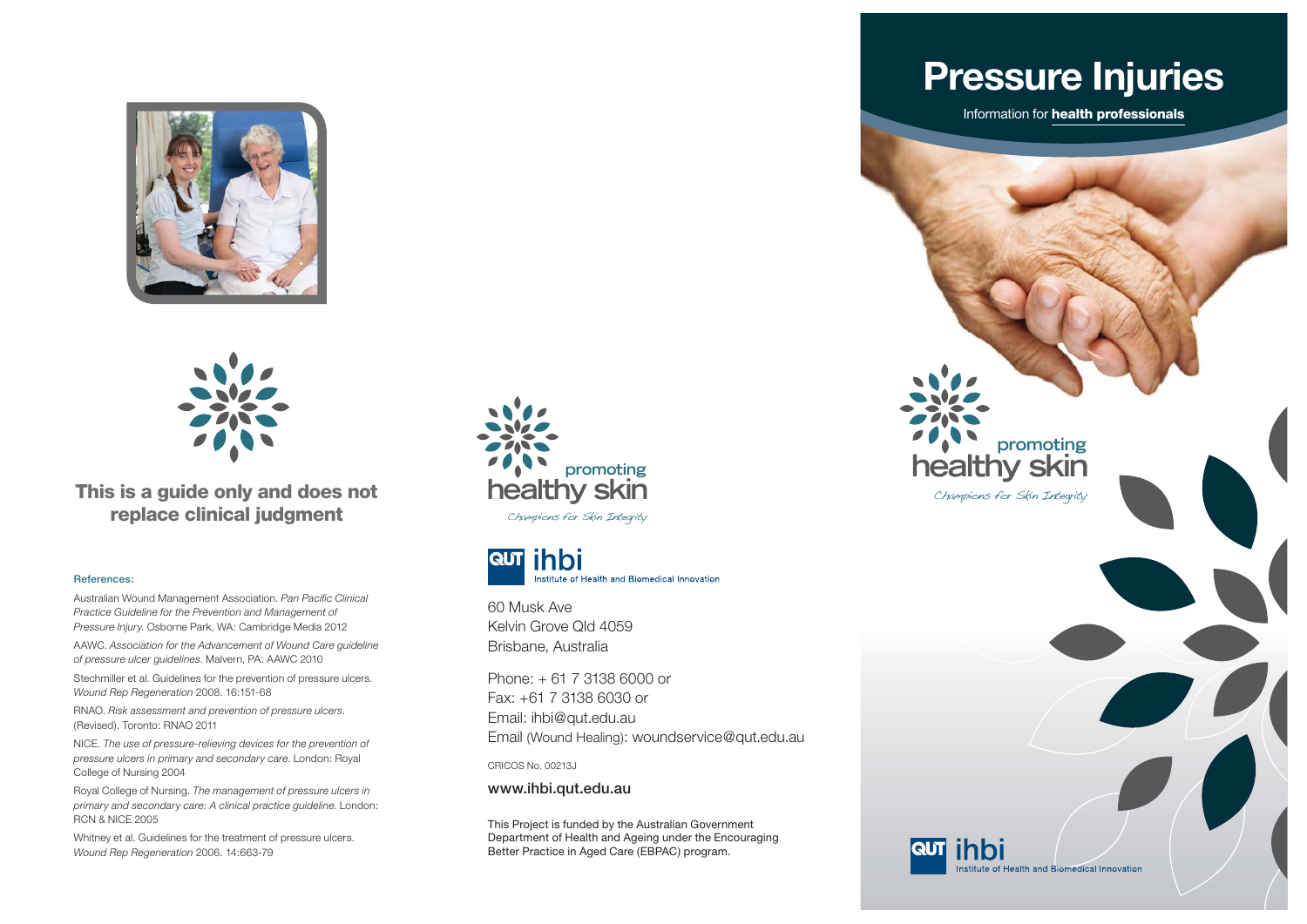This is a guide only and does not replace clinical judgment

**References:**

Australian Wound Management Association. *Pan Pacific Clinical Practice Guideline for the Prevention and Management of Pressure Injury.* Osborne Park, WA: Cambridge Media 2012

AAWC. *Association for the Advancement of Wound Care guideline of pressure ulcer guidelines.* Malvern, PA: AAWC 2010

Stechmiller et al. Guidelines for the prevention of pressure ulcers. *Wound Rep Regeneration* 2008. 16:151-68

RNAO. *Risk assessment and prevention of pressure ulcers.* (Revised). Toronto: RNAO 2011

NICE. *The use of pressure-relieving devices for the prevention of pressure ulcers in primary and secondary care.* London: Royal College of Nursing 2004

Royal College of Nursing. *The management of pressure ulcers in primary and secondary care: A clinical practice guideline.* London: RCN & NICE 2005

Whitney et al. Guidelines for the treatment of pressure ulcers. *Wound Rep Regeneration* 2006. 14:663-79

promoting healthy skin

*Champions for Skin Integrity*

QUT ihbi Institute of Health and Biomedical Innovation

60 Musk Ave
Kelvin Grove Qld 4059
Brisbane, Australia

Phone: + 61 7 3138 6000 or
Fax: +61 7 3138 6030 or
Email: ihbi@qut.edu.au
Email (Wound Healing): woundservice@qut.edu.au

CRICOS No. 00213J

**www.ihbi.qut.edu.au**

This Project is funded by the Australian Government Department of Health and Ageing under the Encouraging Better Practice in Aged Care (EBPAC) program.

# Pressure Injuries

Information for **health professionals**

promoting healthy skin

*Champions for Skin Integrity*

QUT ihbi Institute of Health and Biomedical Innovation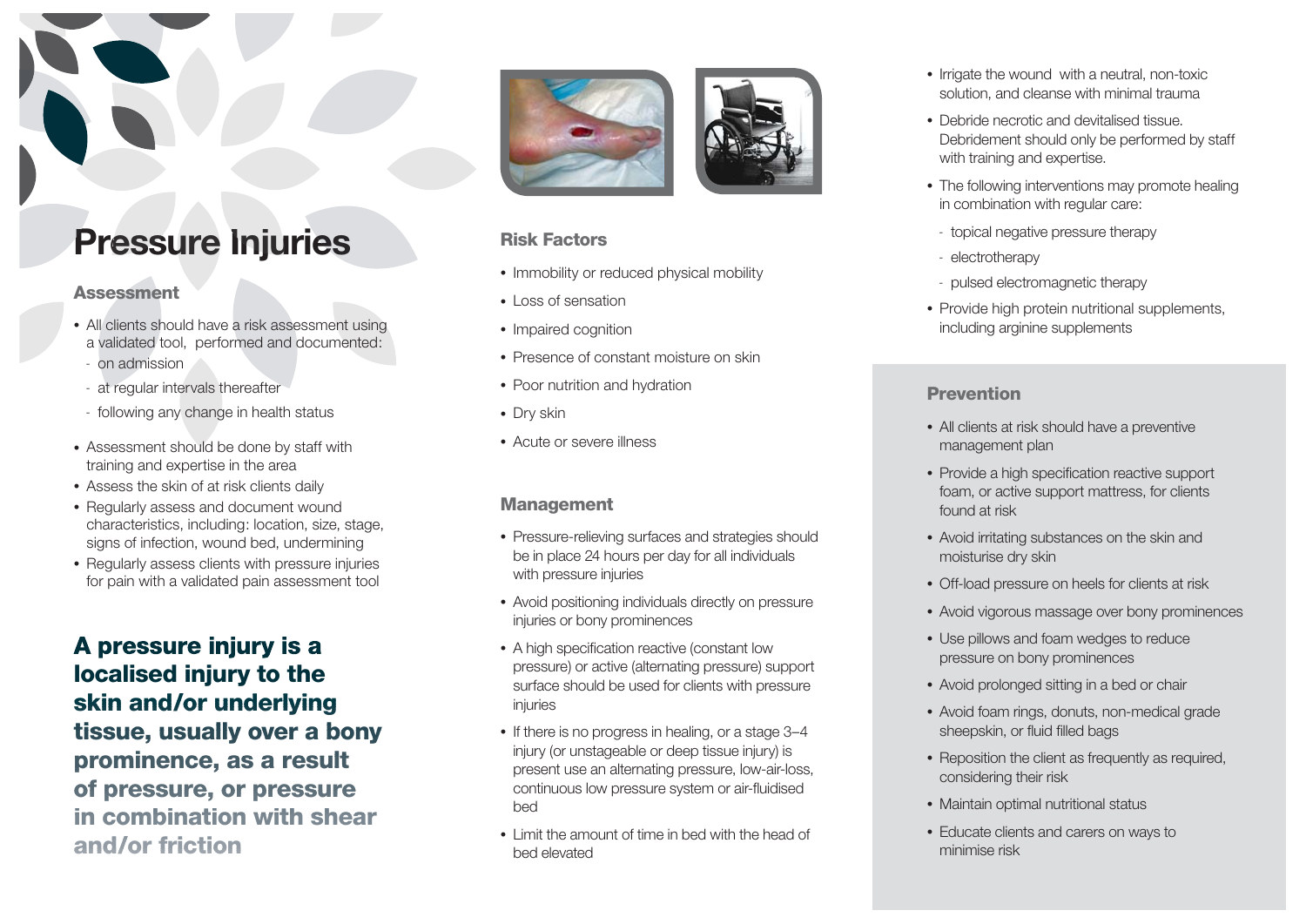# Pressure Injuries

## Assessment

- All clients should have a risk assessment using a validated tool, performed and documented:
  - on admission
  - at regular intervals thereafter
  - following any change in health status
- Assessment should be done by staff with training and expertise in the area
- Assess the skin of at risk clients daily
- Regularly assess and document wound characteristics, including: location, size, stage, signs of infection, wound bed, undermining
- Regularly assess clients with pressure injuries for pain with a validated pain assessment tool

**A pressure injury is a localised injury to the skin and/or underlying tissue, usually over a bony prominence, as a result of pressure, or pressure in combination with shear and/or friction**

## Risk Factors

- Immobility or reduced physical mobility
- Loss of sensation
- Impaired cognition
- Presence of constant moisture on skin
- Poor nutrition and hydration
- Dry skin
- Acute or severe illness

## Management

- Pressure-relieving surfaces and strategies should be in place 24 hours per day for all individuals with pressure injuries
- Avoid positioning individuals directly on pressure injuries or bony prominences
- A high specification reactive (constant low pressure) or active (alternating pressure) support surface should be used for clients with pressure injuries
- If there is no progress in healing, or a stage 3–4 injury (or unstageable or deep tissue injury) is present use an alternating pressure, low-air-loss, continuous low pressure system or air-fluidised bed
- Limit the amount of time in bed with the head of bed elevated
- Irrigate the wound with a neutral, non-toxic solution, and cleanse with minimal trauma
- Debride necrotic and devitalised tissue. Debridement should only be performed by staff with training and expertise.
- The following interventions may promote healing in combination with regular care:
  - topical negative pressure therapy
  - electrotherapy
  - pulsed electromagnetic therapy
- Provide high protein nutritional supplements, including arginine supplements

## Prevention

- All clients at risk should have a preventive management plan
- Provide a high specification reactive support foam, or active support mattress, for clients found at risk
- Avoid irritating substances on the skin and moisturise dry skin
- Off-load pressure on heels for clients at risk
- Avoid vigorous massage over bony prominences
- Use pillows and foam wedges to reduce pressure on bony prominences
- Avoid prolonged sitting in a bed or chair
- Avoid foam rings, donuts, non-medical grade sheepskin, or fluid filled bags
- Reposition the client as frequently as required, considering their risk
- Maintain optimal nutritional status
- Educate clients and carers on ways to minimise risk